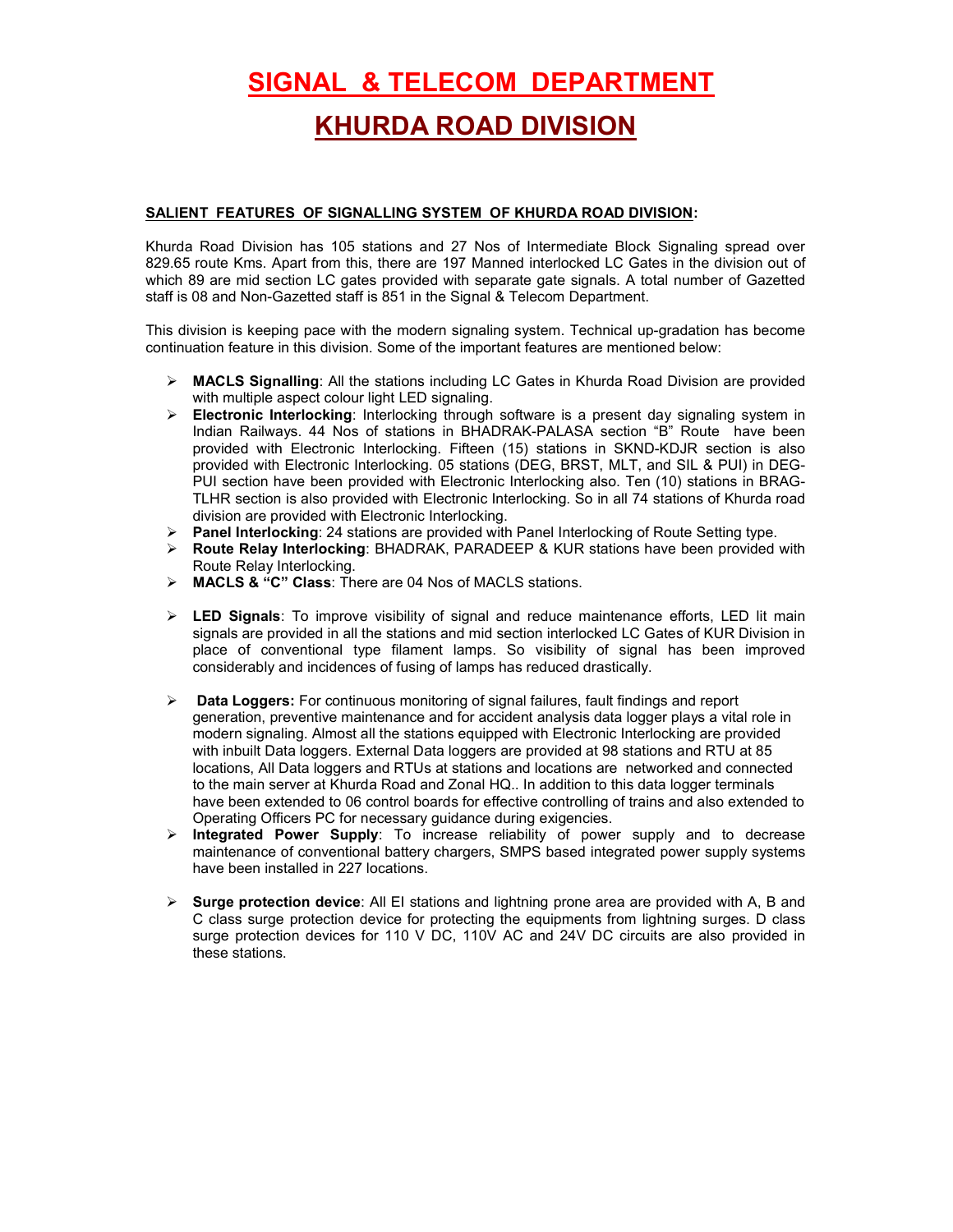# SIGNAL & TELECOM DEPARTMENT

# KHURDA ROAD DIVISION

**SALIENT FEATURES OF SIGNALLING SYSTEM OF KHURDA ROAD DIVISION:**

Khurda Road Division has 105 stations and 27 Nos of Intermediate Block Signaling spread over 829.65 route Kms. Apart from this, there are 197 Manned interlocked LC Gates in the division out of which 89 are mid section LC gates provided with separate gate signals. A total number of Gazetted staff is 08 and Non-Gazetted staff is 851 in the Signal & Telecom Department.

This division is keeping pace with the modern signaling system. Technical up-gradation has become continuation feature in this division. Some of the important features are mentioned below:

- **MACLS Signalling**: All the stations including LC Gates in Khurda Road Division are provided with multiple aspect colour light LED signaling.
- **Electronic Interlocking**: Interlocking through software is a present day signaling system in Indian Railways. 44 Nos of stations in BHADRAK-PALASA section "B" Route have been provided with Electronic Interlocking. Fifteen (15) stations in SKND-KDJR section is also provided with Electronic Interlocking. 05 stations (DEG, BRST, MLT, and SIL & PUI) in DEG-PUI section have been provided with Electronic Interlocking also. Ten (10) stations in BRAG-TLHR section is also provided with Electronic Interlocking. So in all 74 stations of Khurda road division are provided with Electronic Interlocking.
- **Panel Interlocking**: 24 stations are provided with Panel Interlocking of Route Setting type.
- **Route Relay Interlocking**: BHADRAK, PARADEEP & KUR stations have been provided with Route Relay Interlocking.
- **MACLS & "C" Class**: There are 04 Nos of MACLS stations.
- **LED Signals**: To improve visibility of signal and reduce maintenance efforts, LED lit main signals are provided in all the stations and mid section interlocked LC Gates of KUR Division in place of conventional type filament lamps. So visibility of signal has been improved considerably and incidences of fusing of lamps has reduced drastically.
- **Data Loggers:** For continuous monitoring of signal failures, fault findings and report generation, preventive maintenance and for accident analysis data logger plays a vital role in modern signaling. Almost all the stations equipped with Electronic Interlocking are provided with inbuilt Data loggers. External Data loggers are provided at 98 stations and RTU at 85 locations, All Data loggers and RTUs at stations and locations are networked and connected to the main server at Khurda Road and Zonal HQ.. In addition to this data logger terminals have been extended to 06 control boards for effective controlling of trains and also extended to Operating Officers PC for necessary guidance during exigencies.
- **Integrated Power Supply**: To increase reliability of power supply and to decrease maintenance of conventional battery chargers, SMPS based integrated power supply systems have been installed in 227 locations.
- **Surge protection device**: All EI stations and lightning prone area are provided with A, B and C class surge protection device for protecting the equipments from lightning surges. D class surge protection devices for 110 V DC, 110V AC and 24V DC circuits are also provided in these stations.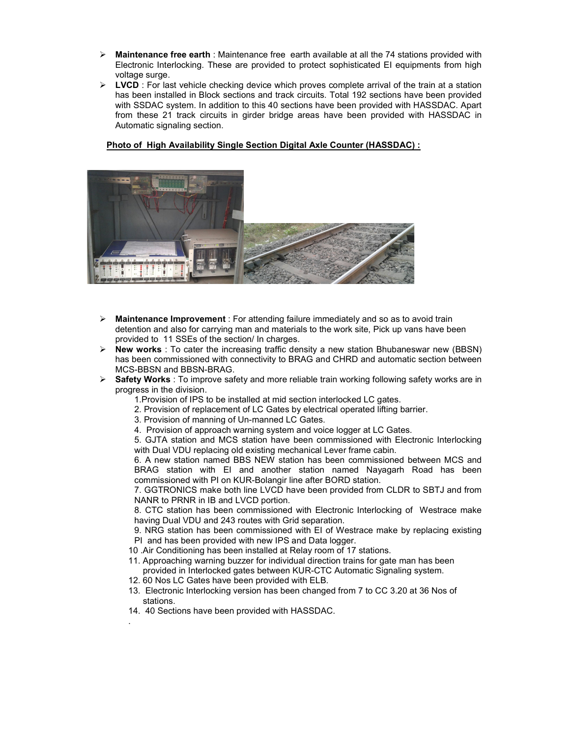- **Maintenance free earth** : Maintenance free earth available at all the 74 stations provided with Electronic Interlocking. These are provided to protect sophisticated EI equipments from high voltage surge.
- **LVCD** : For last vehicle checking device which proves complete arrival of the train at a station has been installed in Block sections and track circuits. Total 192 sections have been provided with SSDAC system. In addition to this 40 sections have been provided with HASSDAC. Apart from these 21 track circuits in girder bridge areas have been provided with HASSDAC in Automatic signaling section.

**Photo of High Availability Single Section Digital Axle Counter (HASSDAC) :**

- **Maintenance Improvement** : For attending failure immediately and so as to avoid train detention and also for carrying man and materials to the work site, Pick up vans have been provided to 11 SSEs of the section/ In charges.
- **New works** : To cater the increasing traffic density a new station Bhubaneswar new (BBSN) has been commissioned with connectivity to BRAG and CHRD and automatic section between MCS-BBSN and BBSN-BRAG.
- **Safety Works** : To improve safety and more reliable train working following safety works are in progress in the division.

  1. Provision of IPS to be installed at mid section interlocked LC gates.
  2. Provision of replacement of LC Gates by electrical operated lifting barrier.
  3. Provision of manning of Un-manned LC Gates.
  4. Provision of approach warning system and voice logger at LC Gates.
  5. GJTA station and MCS station have been commissioned with Electronic Interlocking with Dual VDU replacing old existing mechanical Lever frame cabin.
  6. A new station named BBS NEW station has been commissioned between MCS and BRAG station with EI and another station named Nayagarh Road has been commissioned with PI on KUR-Bolangir line after BORD station.
  7. GGTRONICS make both line LVCD have been provided from CLDR to SBTJ and from NANR to PRNR in IB and LVCD portion.
  8. CTC station has been commissioned with Electronic Interlocking of Westrace make having Dual VDU and 243 routes with Grid separation.
  9. NRG station has been commissioned with EI of Westrace make by replacing existing PI and has been provided with new IPS and Data logger.
  10. Air Conditioning has been installed at Relay room of 17 stations.
  11. Approaching warning buzzer for individual direction trains for gate man has been provided in Interlocked gates between KUR-CTC Automatic Signaling system.
  12. 60 Nos LC Gates have been provided with ELB.
  13. Electronic Interlocking version has been changed from 7 to CC 3.20 at 36 Nos of stations.
  14. 40 Sections have been provided with HASSDAC.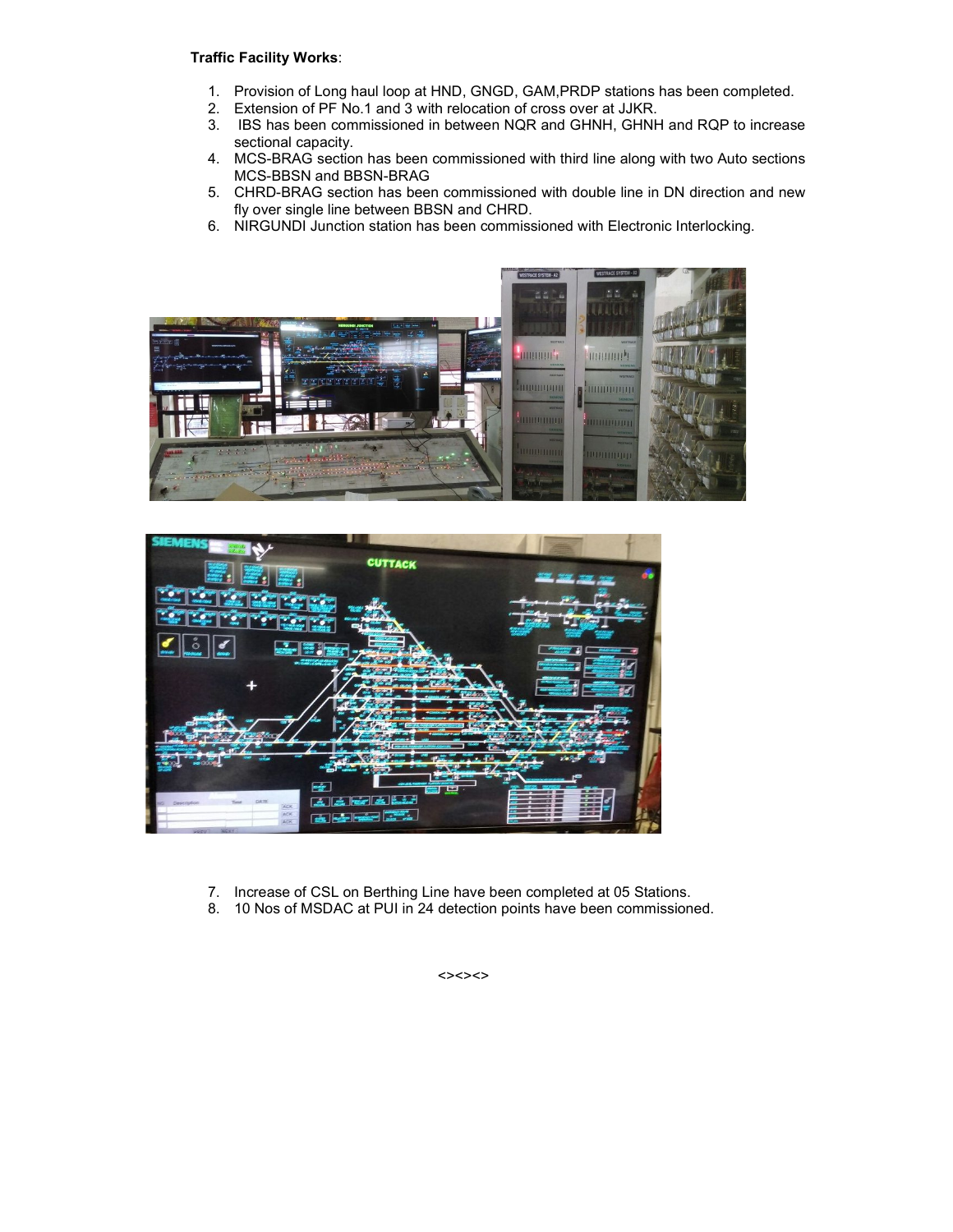**Traffic Facility Works**:

1. Provision of Long haul loop at HND, GNGD, GAM,PRDP stations has been completed.
2. Extension of PF No.1 and 3 with relocation of cross over at JJKR.
3. IBS has been commissioned in between NQR and GHNH, GHNH and RQP to increase sectional capacity.
4. MCS-BRAG section has been commissioned with third line along with two Auto sections MCS-BBSN and BBSN-BRAG
5. CHRD-BRAG section has been commissioned with double line in DN direction and new fly over single line between BBSN and CHRD.
6. NIRGUNDI Junction station has been commissioned with Electronic Interlocking.
7. Increase of CSL on Berthing Line have been completed at 05 Stations.
8. 10 Nos of MSDAC at PUI in 24 detection points have been commissioned.

<><><>